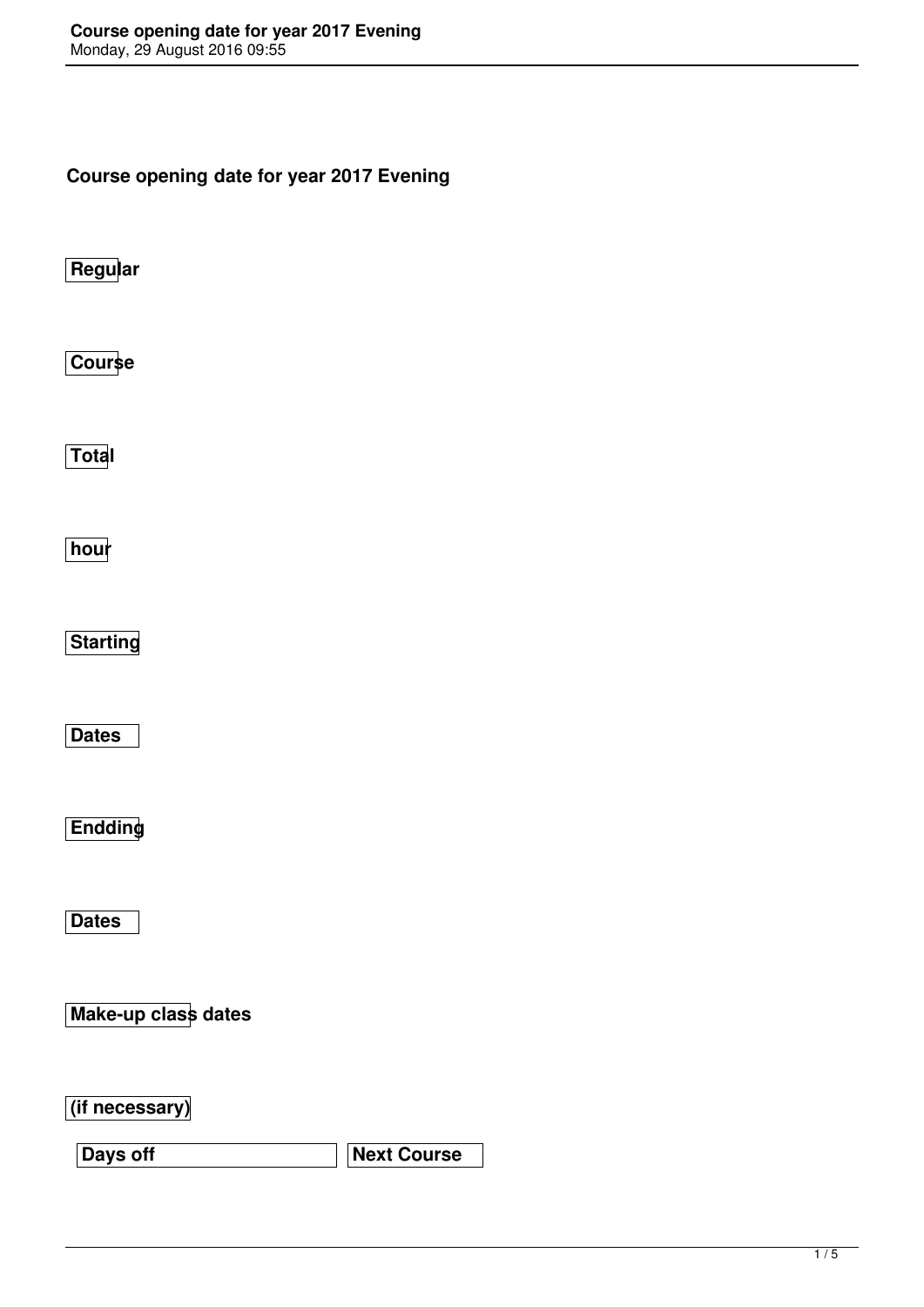# Course opening date for year 2017 Evening

**Regular**

**Course**

**Total**

**hour**

**Starting**

**Dates**

**Endding**

**Dates**

**Make-up class dates**

**(if necessary)**

| **Days off** | **Next Course** |
|---|---|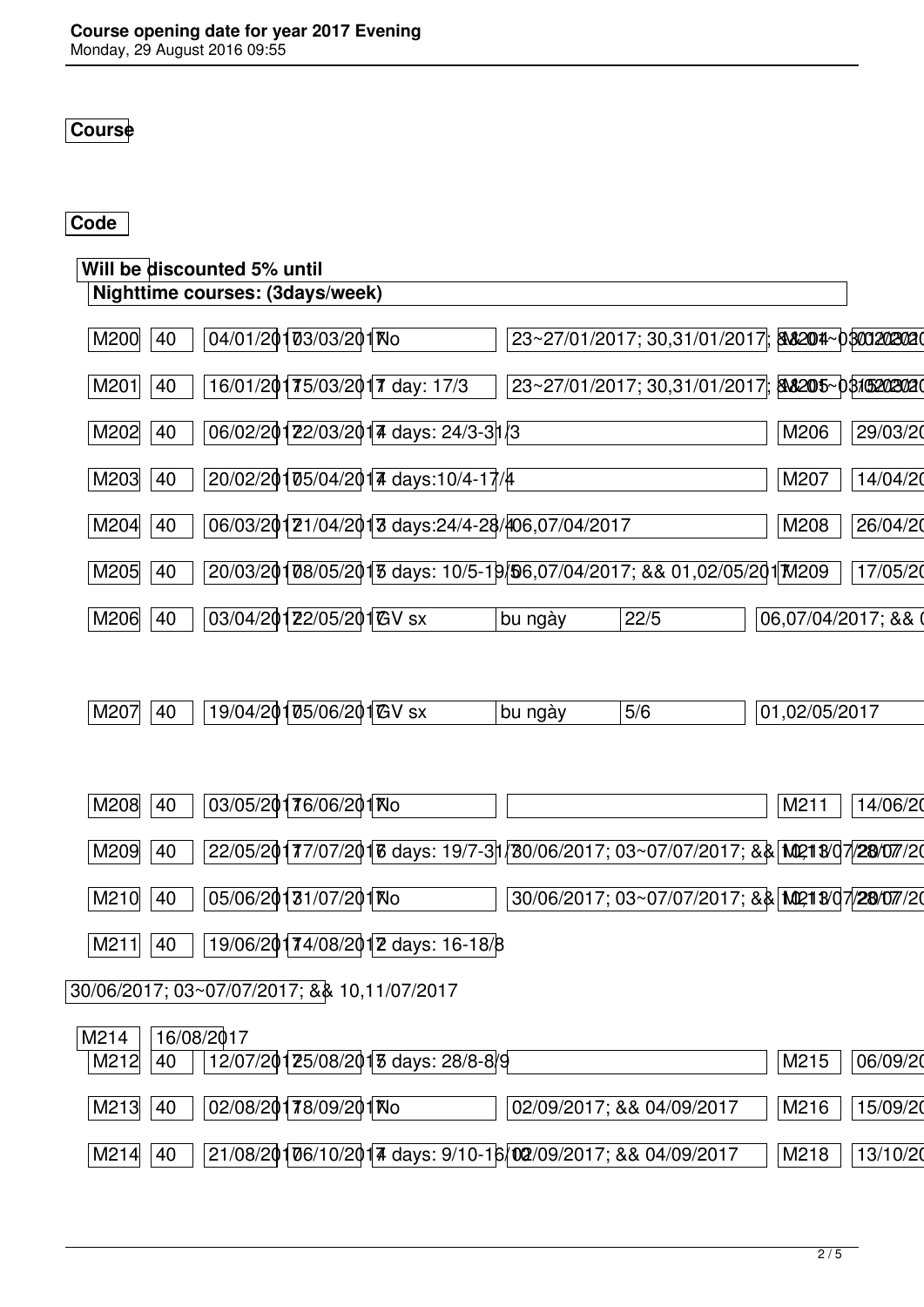**Course**

**Code**

**Will be discounted 5% until**

**Nighttime courses: (3days/week)**

| | | | | | | | | |
|---|---|---|---|---|---|---|---|---|
| M200 | 40 | 04/01/2017 | 03/03/2017 | No | 23~27/01/2017; 30,31/01/2017; && 01~03/02/2017 | | M204 | 03/02/2017 |
| M201 | 40 | 16/01/2017 | 15/03/2017 | 1 day: 17/3 | 23~27/01/2017; 30,31/01/2017; && 01~03/02/2017 | | M205 | 03/02/2017 |
| M202 | 40 | 06/02/2017 | 22/03/2017 | 4 days: 24/3-31/3 | | | M206 | 29/03/20 |
| M203 | 40 | 20/02/2017 | 05/04/2017 | 4 days:10/4-17/4 | | | M207 | 14/04/20 |
| M204 | 40 | 06/03/2017 | 21/04/2017 | 3 days:24/4-28/4 | 06,07/04/2017 | | M208 | 26/04/20 |
| M205 | 40 | 20/03/2017 | 08/05/2017 | 5 days: 10/5-19/5 | 06,07/04/2017; && 01,02/05/2017 | | M209 | 17/05/20 |
| M206 | 40 | 03/04/2017 | 22/05/2017 | GV sx | bu ngày | 22/5 | 06,07/04/2017; && 0 | |
| M207 | 40 | 19/04/2017 | 05/06/2017 | GV sx | bu ngày | 5/6 | 01,02/05/2017 | |
| M208 | 40 | 03/05/2017 | 16/06/2017 | No | | | M211 | 14/06/20 |
| M209 | 40 | 22/05/2017 | 17/07/2017 | 6 days: 19/7-31/7 | 30/06/2017; 03~07/07/2017; && 10,11/07/2017 | | M213 | 28/07/20 |
| M210 | 40 | 05/06/2017 | 31/07/2017 | No | 30/06/2017; 03~07/07/2017; && 10,11/07/2017 | | M213 | 28/07/20 |
| M211 | 40 | 19/06/2017 | 14/08/2017 | 2 days: 16-18/8 | 30/06/2017; 03~07/07/2017; && 10,11/07/2017 | | M214 | 16/08/2017 |
| M212 | 40 | 12/07/2017 | 25/08/2017 | 5 days: 28/8-8/9 | | | M215 | 06/09/20 |
| M213 | 40 | 02/08/2017 | 18/09/2017 | No | 02/09/2017; && 04/09/2017 | | M216 | 15/09/20 |
| M214 | 40 | 21/08/2017 | 06/10/2017 | 4 days: 9/10-16/10 | 02/09/2017; && 04/09/2017 | | M218 | 13/10/20 |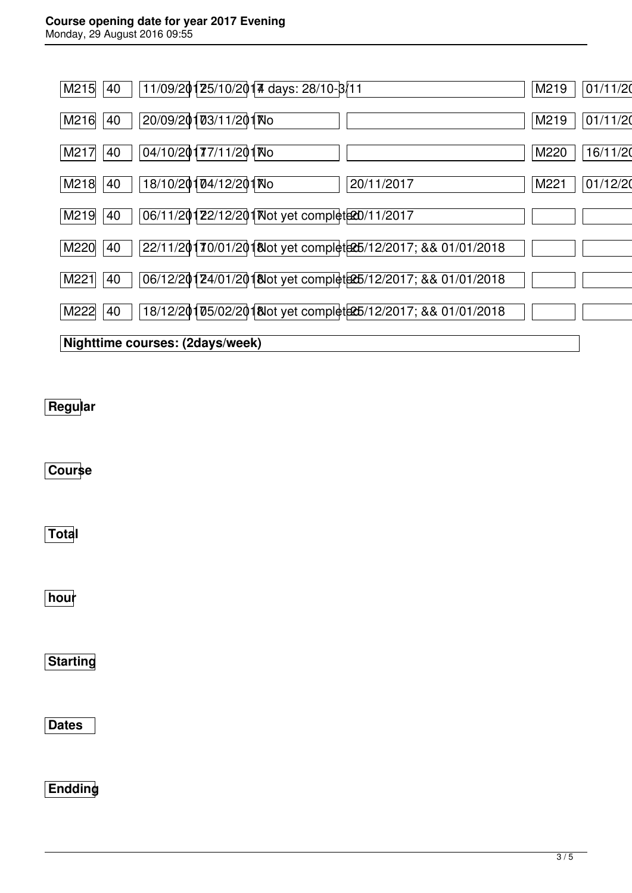| | | | | | | | |
|---|---|---|---|---|---|---|---|
| M215 | 40 | 11/09/2017 | 25/10/2017 | 4 days: 28/10-3/11 | | M219 | 01/11/20 |
| M216 | 40 | 20/09/2017 | 03/11/2017 | No | | M219 | 01/11/20 |
| M217 | 40 | 04/10/2017 | 17/11/2017 | No | | M220 | 16/11/20 |
| M218 | 40 | 18/10/2017 | 04/12/2017 | No | 20/11/2017 | M221 | 01/12/20 |
| M219 | 40 | 06/11/2017 | 22/12/2017 | Not yet completed | 20/11/2017 | | |
| M220 | 40 | 22/11/2017 | 10/01/2018 | Not yet completed | 25/12/2017; && 01/01/2018 | | |
| M221 | 40 | 06/12/2017 | 24/01/2018 | Not yet completed | 25/12/2017; && 01/01/2018 | | |
| M222 | 40 | 18/12/2017 | 05/02/2018 | Not yet completed | 25/12/2017; && 01/01/2018 | | |

**Nighttime courses: (2days/week)**

| **Regular** |
|---|
| **Course** |
| **Total** |
| **hour** |
| **Starting** |
| **Dates** |
| **Endding** |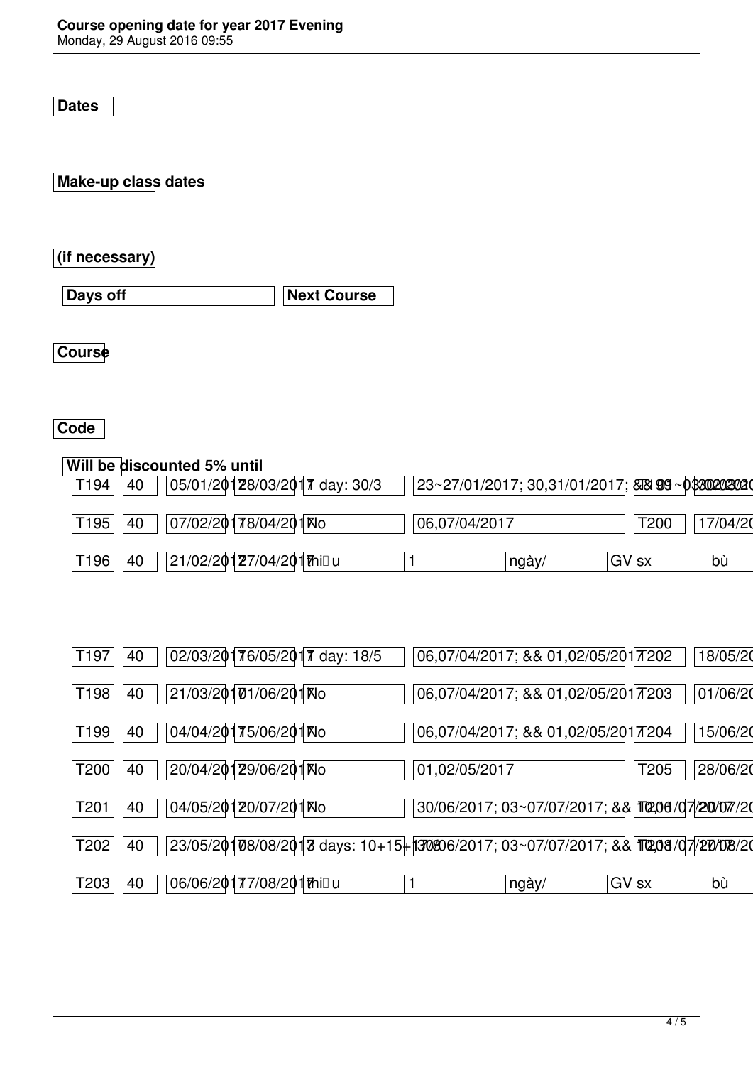# Course opening date for year 2017 Evening

Monday, 29 August 2016 09:55

| Course Code | | Dates | | Make-up class dates (if necessary) | Days off | Next Course | Will be discounted 5% until |
|---|---|---|---|---|---|---|---|
| T194 | 40 | 05/01/2017 | 28/03/2017 | 1 day: 30/3 | 23~27/01/2017; 30,31/01/2017; && 01~03/02/2017 | T199 | 30/03/2017 |
| T195 | 40 | 07/02/2017 | 18/04/2017 | No | 06,07/04/2017 | T200 | 17/04/20 |
| T196 | 40 | 21/02/2017 | 27/04/2017 | thiếu | 1 | ngày/ | GV sx | bù |
| T197 | 40 | 02/03/2017 | 16/05/2017 | 1 day: 18/5 | 06,07/04/2017; && 01,02/05/2017 | T202 | 18/05/20 |
| T198 | 40 | 21/03/2017 | 01/06/2017 | No | 06,07/04/2017; && 01,02/05/2017 | T203 | 01/06/20 |
| T199 | 40 | 04/04/2017 | 15/06/2017 | No | 06,07/04/2017; && 01,02/05/2017 | T204 | 15/06/20 |
| T200 | 40 | 20/04/2017 | 29/06/2017 | No | 01,02/05/2017 | T205 | 28/06/20 |
| T201 | 40 | 04/05/2017 | 20/07/2017 | No | 30/06/2017; 03~07/07/2017; && 10,06/07/2017 | T206 | 20/07/20 |
| T202 | 40 | 23/05/2017 | 08/08/2017 | 3 days: 10+15+17/08 | 30/06/2017; 03~07/07/2017; && 10,08/07/2017 | T208 | 17/08/20 |
| T203 | 40 | 06/06/2017 | 17/08/2017 | thiếu | 1 | ngày/ | GV sx | bù |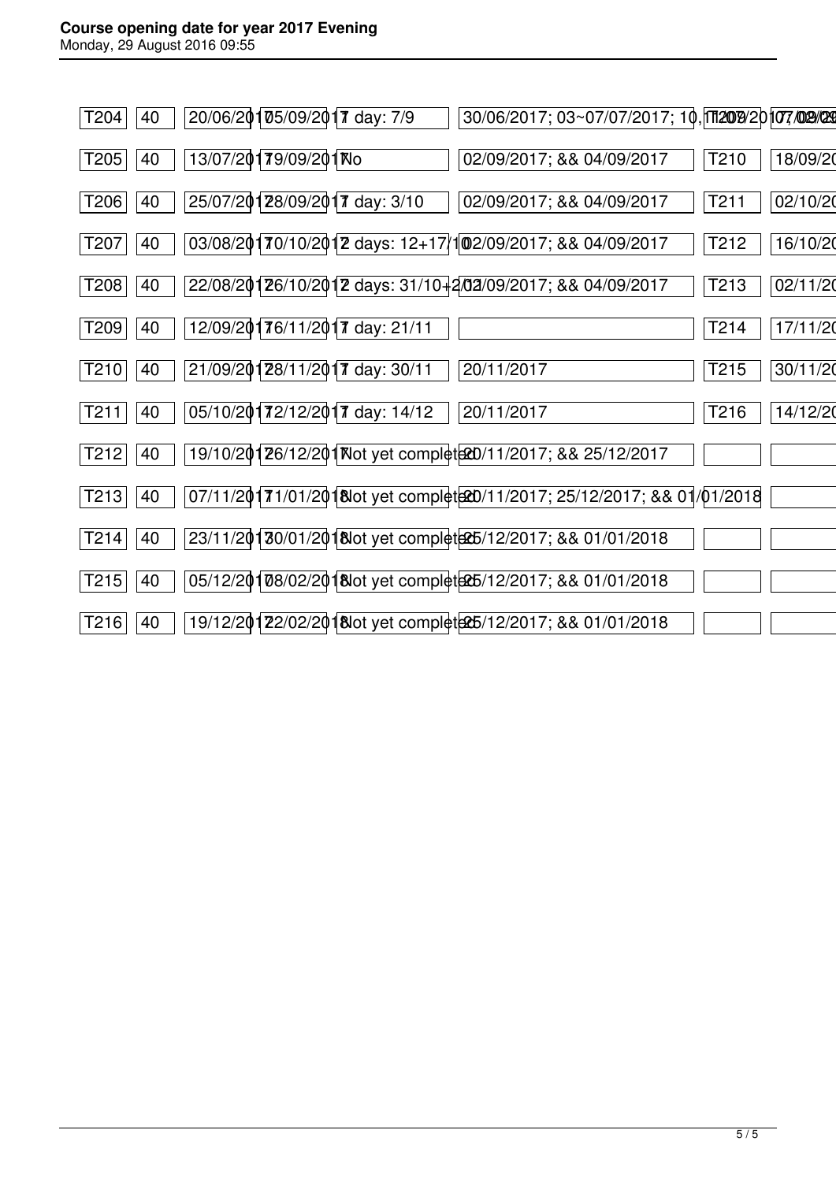| | | | | | | | |
|---|---|---|---|---|---|---|---|
| T204 | 40 | 20/06/2017 | 05/09/2017 | 1 day: 7/9 | 30/06/2017; 03~07/07/2017; 10, | T209 | 07/09/20 |
| T205 | 40 | 13/07/2017 | 19/09/2017 | No | 02/09/2017; && 04/09/2017 | T210 | 18/09/20 |
| T206 | 40 | 25/07/2017 | 28/09/2017 | 1 day: 3/10 | 02/09/2017; && 04/09/2017 | T211 | 02/10/20 |
| T207 | 40 | 03/08/2017 | 10/10/2017 | 2 days: 12+17/10 | 02/09/2017; && 04/09/2017 | T212 | 16/10/20 |
| T208 | 40 | 22/08/2017 | 26/10/2017 | 2 days: 31/10+2/11 | 02/09/2017; && 04/09/2017 | T213 | 02/11/20 |
| T209 | 40 | 12/09/2017 | 16/11/2017 | 1 day: 21/11 | | T214 | 17/11/20 |
| T210 | 40 | 21/09/2017 | 28/11/2017 | 1 day: 30/11 | 20/11/2017 | T215 | 30/11/20 |
| T211 | 40 | 05/10/2017 | 12/12/2017 | 1 day: 14/12 | 20/11/2017 | T216 | 14/12/20 |
| T212 | 40 | 19/10/2017 | 26/12/2017 | Not yet completed | 20/11/2017; && 25/12/2017 | | |
| T213 | 40 | 07/11/2017 | 11/01/2018 | Not yet completed | 20/11/2017; 25/12/2017; && 01/01/2018 | | |
| T214 | 40 | 23/11/2017 | 30/01/2018 | Not yet completed | 25/12/2017; && 01/01/2018 | | |
| T215 | 40 | 05/12/2017 | 08/02/2018 | Not yet completed | 25/12/2017; && 01/01/2018 | | |
| T216 | 40 | 19/12/2017 | 22/02/2018 | Not yet completed | 25/12/2017; && 01/01/2018 | | |